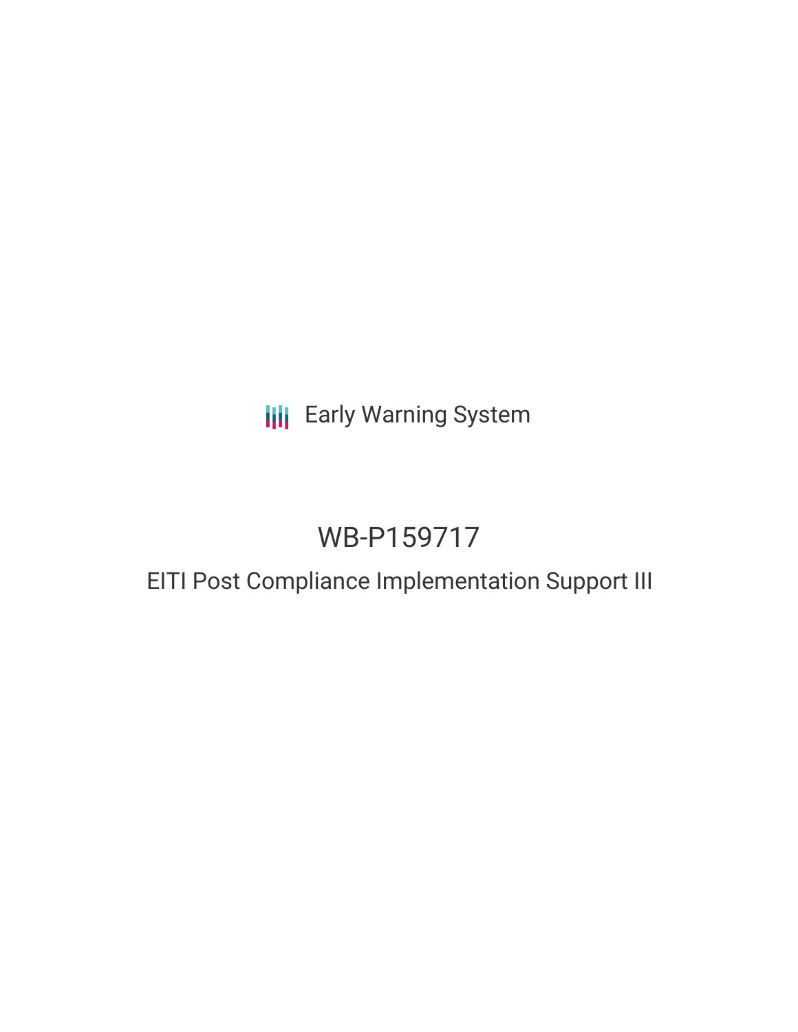Early Warning System

# WB-P159717

## EITI Post Compliance Implementation Support III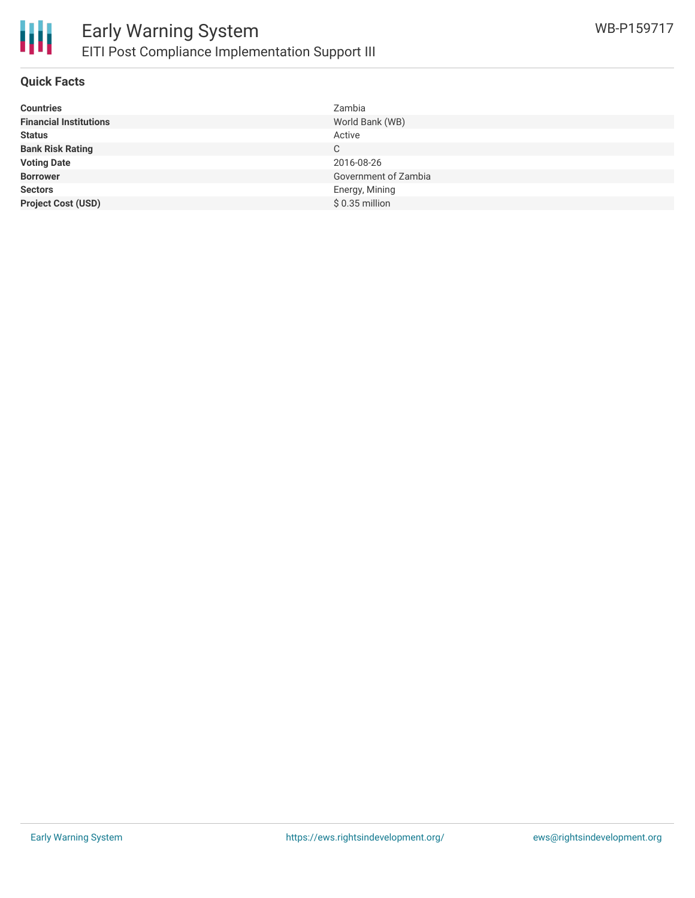# Early Warning System

## EITI Post Compliance Implementation Support III

WB-P159717

### Quick Facts

| | |
|---|---|
| **Countries** | Zambia |
| **Financial Institutions** | World Bank (WB) |
| **Status** | Active |
| **Bank Risk Rating** | C |
| **Voting Date** | 2016-08-26 |
| **Borrower** | Government of Zambia |
| **Sectors** | Energy, Mining |
| **Project Cost (USD)** | $ 0.35 million |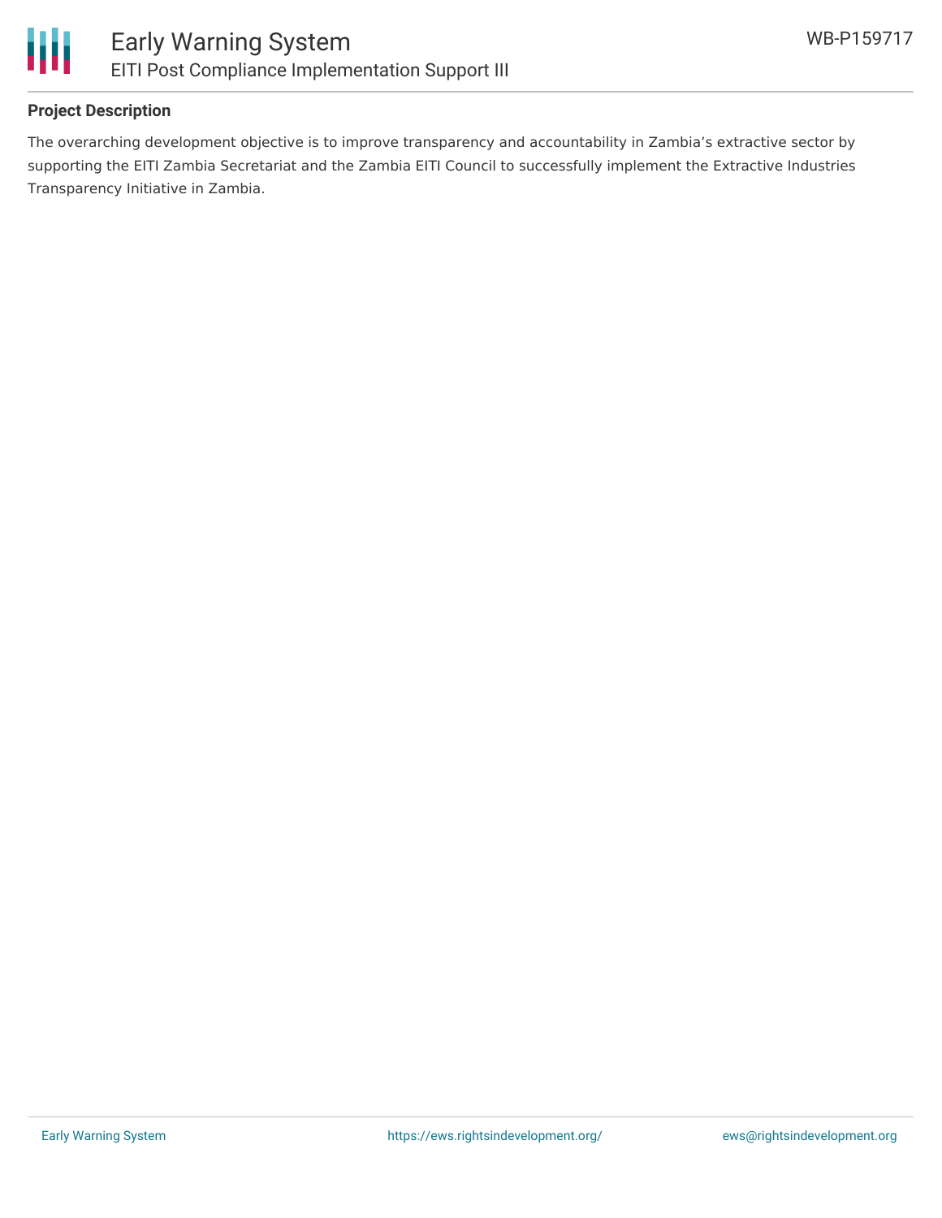## Project Description

The overarching development objective is to improve transparency and accountability in Zambia's extractive sector by supporting the EITI Zambia Secretariat and the Zambia EITI Council to successfully implement the Extractive Industries Transparency Initiative in Zambia.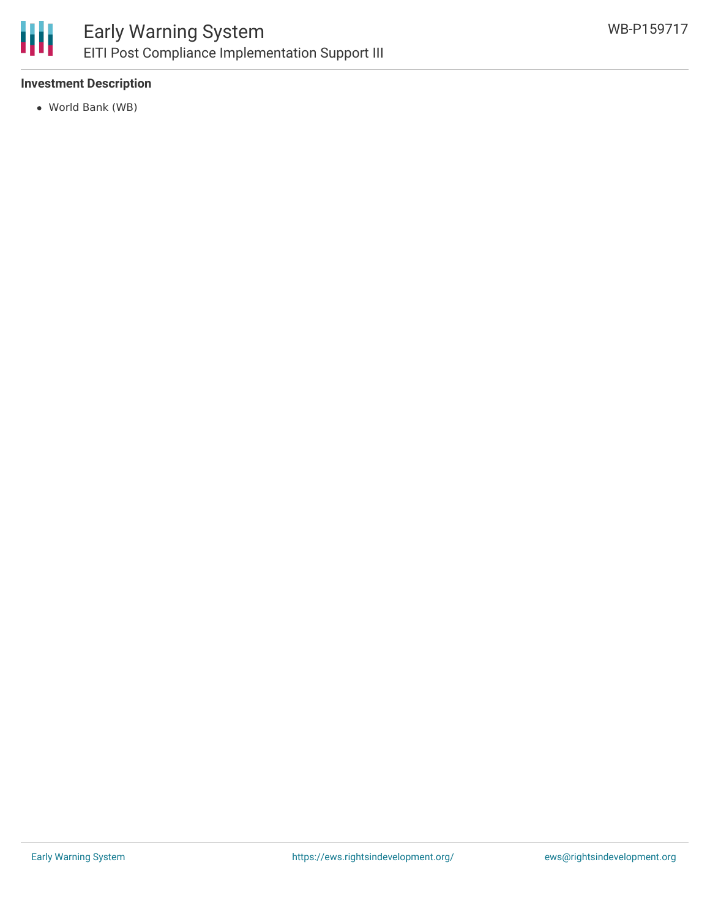### Investment Description

- World Bank (WB)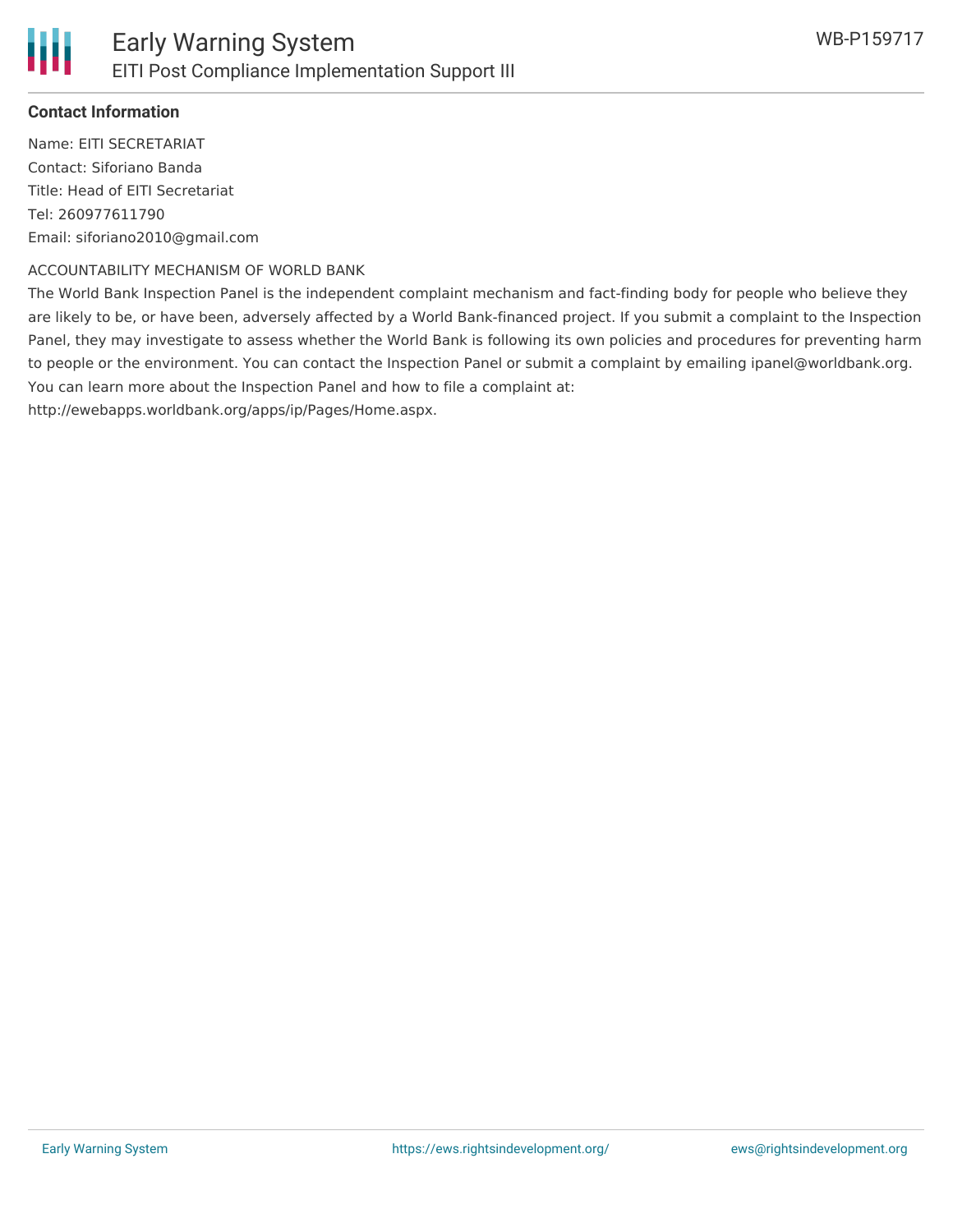**Contact Information**

Name: EITI SECRETARIAT
Contact: Siforiano Banda
Title: Head of EITI Secretariat
Tel: 260977611790
Email: siforiano2010@gmail.com

ACCOUNTABILITY MECHANISM OF WORLD BANK

The World Bank Inspection Panel is the independent complaint mechanism and fact-finding body for people who believe they are likely to be, or have been, adversely affected by a World Bank-financed project. If you submit a complaint to the Inspection Panel, they may investigate to assess whether the World Bank is following its own policies and procedures for preventing harm to people or the environment. You can contact the Inspection Panel or submit a complaint by emailing ipanel@worldbank.org. You can learn more about the Inspection Panel and how to file a complaint at: http://ewebapps.worldbank.org/apps/ip/Pages/Home.aspx.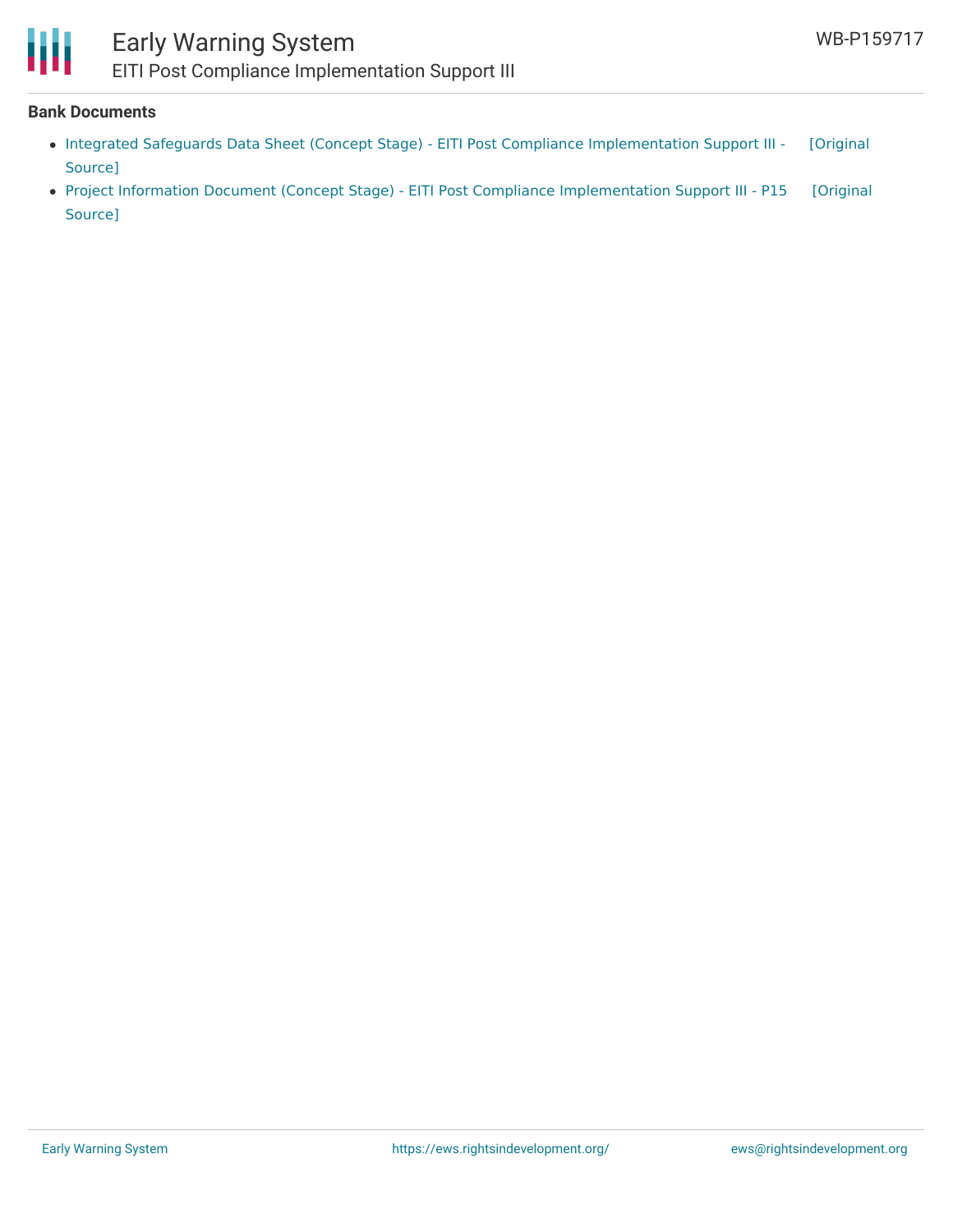**Bank Documents**

- Integrated Safeguards Data Sheet (Concept Stage) - EITI Post Compliance Implementation Support III - [Original Source]
- Project Information Document (Concept Stage) - EITI Post Compliance Implementation Support III - P15 [Original Source]